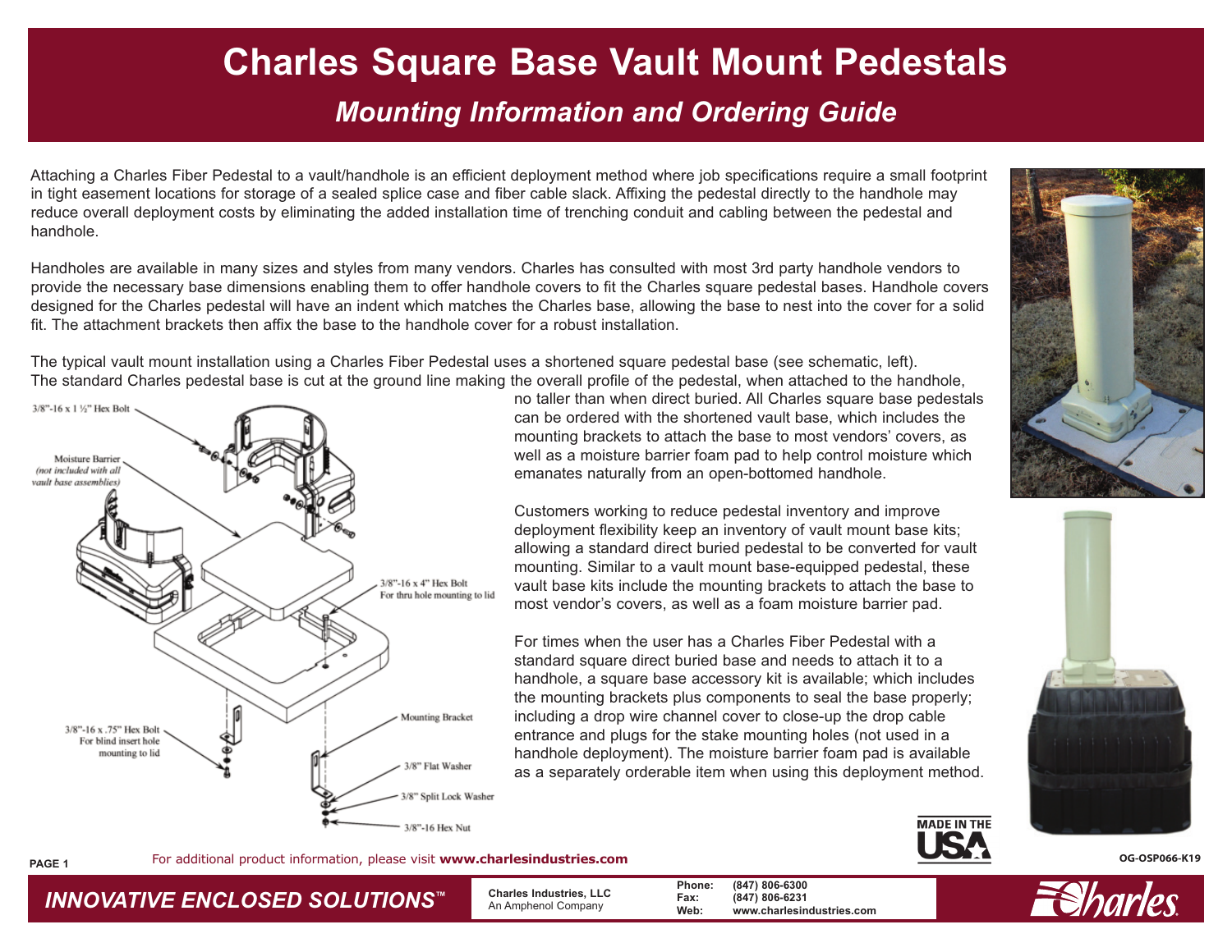# Charles Square Base Vault Mount Pedestals

## *Mounting Information and Ordering Guide*

Attaching a Charles Fiber Pedestal to a vault/handhole is an efficient deployment method where job specifications require a small footprint in tight easement locations for storage of a sealed splice case and fiber cable slack. Affixing the pedestal directly to the handhole may reduce overall deployment costs by eliminating the added installation time of trenching conduit and cabling between the pedestal and handhole.

Handholes are available in many sizes and styles from many vendors. Charles has consulted with most 3rd party handhole vendors to provide the necessary base dimensions enabling them to offer handhole covers to fit the Charles square pedestal bases. Handhole covers designed for the Charles pedestal will have an indent which matches the Charles base, allowing the base to nest into the cover for a solid fit. The attachment brackets then affix the base to the handhole cover for a robust installation.

The typical vault mount installation using a Charles Fiber Pedestal uses a shortened square pedestal base (see schematic, left). The standard Charles pedestal base is cut at the ground line making the overall profile of the pedestal, when attached to the handhole, no taller than when direct buried. All Charles square base pedestals can be ordered with the shortened vault base, which includes the mounting brackets to attach the base to most vendors' covers, as well as a moisture barrier foam pad to help control moisture which emanates naturally from an open-bottomed handhole.

3/8"-16 x 1 ½" Hex Bolt

Moisture Barrier *(not included with all vault base assemblies)*

3/8"-16 x 4" Hex Bolt For thru hole mounting to lid

3/8"-16 x .75" Hex Bolt For blind insert hole mounting to lid

Mounting Bracket

3/8" Flat Washer

3/8" Split Lock Washer

3/8"-16 Hex Nut

Customers working to reduce pedestal inventory and improve deployment flexibility keep an inventory of vault mount base kits; allowing a standard direct buried pedestal to be converted for vault mounting. Similar to a vault mount base-equipped pedestal, these vault base kits include the mounting brackets to attach the base to most vendor's covers, as well as a foam moisture barrier pad.

For times when the user has a Charles Fiber Pedestal with a standard square direct buried base and needs to attach it to a handhole, a square base accessory kit is available; which includes the mounting brackets plus components to seal the base properly; including a drop wire channel cover to close-up the drop cable entrance and plugs for the stake mounting holes (not used in a handhole deployment). The moisture barrier foam pad is available as a separately orderable item when using this deployment method.

MADE IN THE USA

For additional product information, please visit **www.charlesindustries.com**

OG-OSP066-K19

*INNOVATIVE ENCLOSED SOLUTIONS*™

**Charles Industries, LLC**
An Amphenol Company

**Phone:** (847) 806-6300
**Fax:** (847) 806-6231
**Web:** www.charlesindustries.com

Charles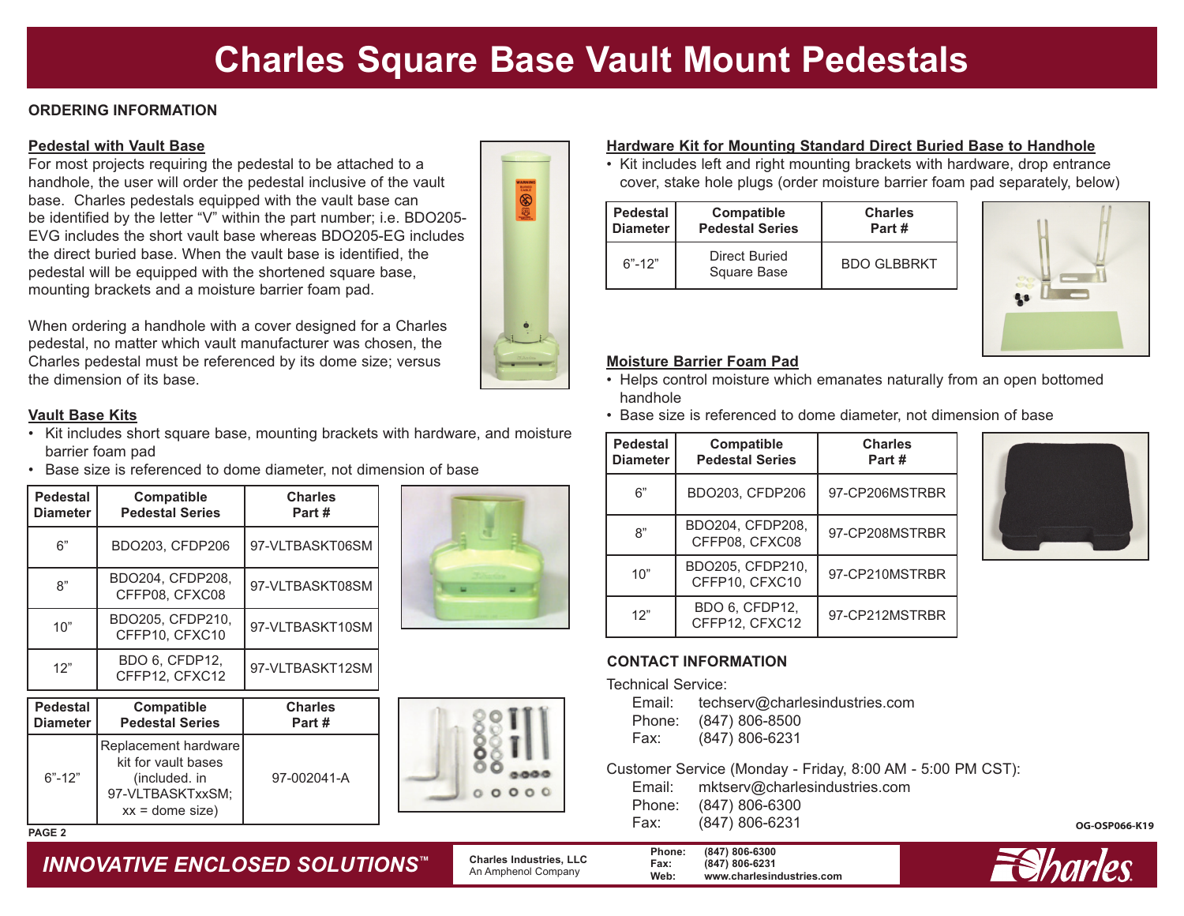# Charles Square Base Vault Mount Pedestals

**ORDERING INFORMATION**

**Pedestal with Vault Base**

For most projects requiring the pedestal to be attached to a handhole, the user will order the pedestal inclusive of the vault base. Charles pedestals equipped with the vault base can be identified by the letter "V" within the part number; i.e. BDO205-EVG includes the short vault base whereas BDO205-EG includes the direct buried base. When the vault base is identified, the pedestal will be equipped with the shortened square base, mounting brackets and a moisture barrier foam pad.

When ordering a handhole with a cover designed for a Charles pedestal, no matter which vault manufacturer was chosen, the Charles pedestal must be referenced by its dome size; versus the dimension of its base.

**Vault Base Kits**

- Kit includes short square base, mounting brackets with hardware, and moisture barrier foam pad
- Base size is referenced to dome diameter, not dimension of base

| Pedestal Diameter | Compatible Pedestal Series | Charles Part # |
|---|---|---|
| 6" | BDO203, CFDP206 | 97-VLTBASKT06SM |
| 8" | BDO204, CFDP208, CFFP08, CFXC08 | 97-VLTBASKT08SM |
| 10" | BDO205, CFDP210, CFFP10, CFXC10 | 97-VLTBASKT10SM |
| 12" | BDO 6, CFDP12, CFFP12, CFXC12 | 97-VLTBASKT12SM |

| Pedestal Diameter | Compatible Pedestal Series | Charles Part # |
|---|---|---|
| 6"-12" | Replacement hardware kit for vault bases (included. in 97-VLTBASKTxxSM; xx = dome size) | 97-002041-A |

**Hardware Kit for Mounting Standard Direct Buried Base to Handhole**

- Kit includes left and right mounting brackets with hardware, drop entrance cover, stake hole plugs (order moisture barrier foam pad separately, below)

| Pedestal Diameter | Compatible Pedestal Series | Charles Part # |
|---|---|---|
| 6"-12" | Direct Buried Square Base | BDO GLBBRKT |

**Moisture Barrier Foam Pad**

- Helps control moisture which emanates naturally from an open bottomed handhole
- Base size is referenced to dome diameter, not dimension of base

| Pedestal Diameter | Compatible Pedestal Series | Charles Part # |
|---|---|---|
| 6" | BDO203, CFDP206 | 97-CP206MSTRBR |
| 8" | BDO204, CFDP208, CFFP08, CFXC08 | 97-CP208MSTRBR |
| 10" | BDO205, CFDP210, CFFP10, CFXC10 | 97-CP210MSTRBR |
| 12" | BDO 6, CFDP12, CFFP12, CFXC12 | 97-CP212MSTRBR |

**CONTACT INFORMATION**

Technical Service:
- Email: techserv@charlesindustries.com
- Phone: (847) 806-8500
- Fax: (847) 806-6231

Customer Service (Monday - Friday, 8:00 AM - 5:00 PM CST):
- Email: mktserv@charlesindustries.com
- Phone: (847) 806-6300
- Fax: (847) 806-6231

OG-OSP066-K19

*INNOVATIVE ENCLOSED SOLUTIONS™*

**Charles Industries, LLC**
An Amphenol Company

Phone: (847) 806-6300
Fax: (847) 806-6231
Web: www.charlesindustries.com